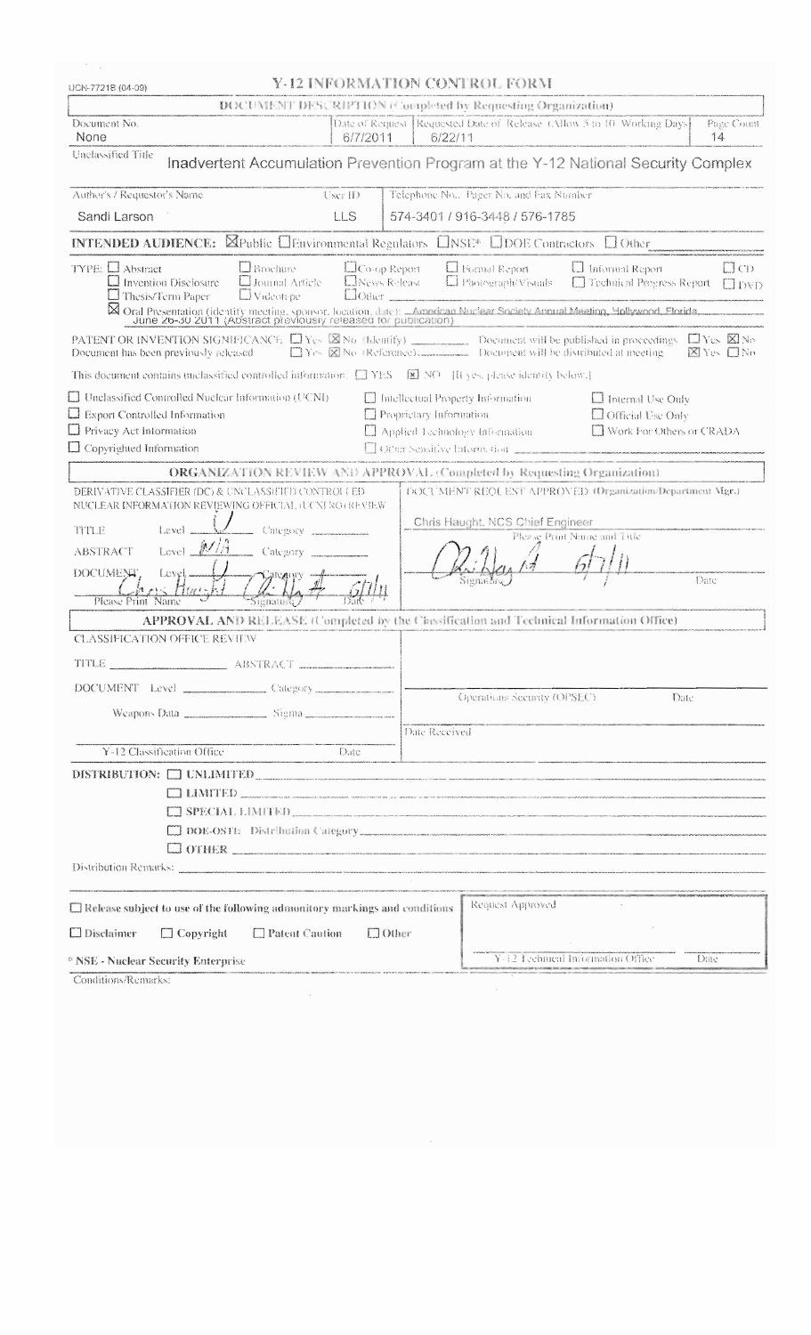UCN-7721B (04-09)

# Y-12 INFORMATION CONTROL FORM

## DOCUMENT DESCRIPTION (Completed by Requesting Organization)

| Document No. | Date of Request | Requested Date of Release (Allow 5 to 10 Working Days) | Page Count |
|---|---|---|---|
| None | 6/7/2011 | 6/22/11 | 14 |

Unclassified Title: Inadvertent Accumulation Prevention Program at the Y-12 National Security Complex

| Author's / Requestor's Name | User ID | Telephone No., Pager No. and Fax Number |
|---|---|---|
| Sandi Larson | LLS | 574-3401 / 916-3448 / 576-1785 |

**INTENDED AUDIENCE:** ☒ Public ☐ Environmental Regulators ☐ NSE* ☐ DOE Contractors ☐ Other

TYPE: ☐ Abstract ☐ Brochure ☐ Co-op Report ☐ Formal Report ☐ Informal Report ☐ CD
☐ Invention Disclosure ☐ Journal Article ☐ News Release ☐ Photograph/Visuals ☐ Technical Progress Report ☐ DVD
☐ Thesis/Term Paper ☐ Videotape ☐ Other

☒ Oral Presentation (identify meeting, sponsor, location, date): American Nuclear Society Annual Meeting, Hollywood, Florida, June 26-30 2011 (Abstract previously released for publication)

PATENT OR INVENTION SIGNIFICANCE: ☐ Yes ☒ No (Identify) ______ Document will be published in proceedings ☐ Yes ☒ No
Document has been previously released ☐ Yes ☒ No (Reference) ______ Document will be distributed at meeting ☒ Yes ☐ No

This document contains unclassified controlled information: ☐ YES ☒ NO (If yes, please identify below.)

☐ Unclassified Controlled Nuclear Information (UCNI) ☐ Intellectual Property Information ☐ Internal Use Only
☐ Export Controlled Information ☐ Proprietary Information ☐ Official Use Only
☐ Privacy Act Information ☐ Applied Technology Information ☐ Work For Others or CRADA
☐ Copyrighted Information ☐ Other Sensitive Information

## ORGANIZATION REVIEW AND APPROVAL (Completed by Requesting Organization)

DERIVATIVE CLASSIFIER (DC) & UNCLASSIFIED CONTROLLED NUCLEAR INFORMATION REVIEWING OFFICIAL (UCNI RO) REVIEW

TITLE Level U Category ______
ABSTRACT Level N/A Category ______
DOCUMENT Level U Category ______

Chris Haught (Signature) 6/7/11
Please Print Name / Signature / Date

DOCUMENT REQUEST APPROVED (Organization/Department Mgr.)

Chris Haught, NCS Chief Engineer
Please Print Name and Title

(Signature) 6/7/11
Signature / Date

## APPROVAL AND RELEASE (Completed by the Classification and Technical Information Office)

CLASSIFICATION OFFICE REVIEW

TITLE ______ ABSTRACT ______

DOCUMENT Level ______ Category ______

Weapons Data ______ Sigma ______

Y-12 Classification Office Date

Operations Security (OPSEC) Date

Date Received

DISTRIBUTION: ☐ UNLIMITED
☐ LIMITED
☐ SPECIAL LIMITED
☐ DOE-OSTI: Distribution Category
☐ OTHER

Distribution Remarks:

☐ Release subject to use of the following admonitory markings and conditions

☐ Disclaimer ☐ Copyright ☐ Patent Caution ☐ Other

Request Approved

Y-12 Technical Information Office Date

* NSE - Nuclear Security Enterprise

Conditions/Remarks: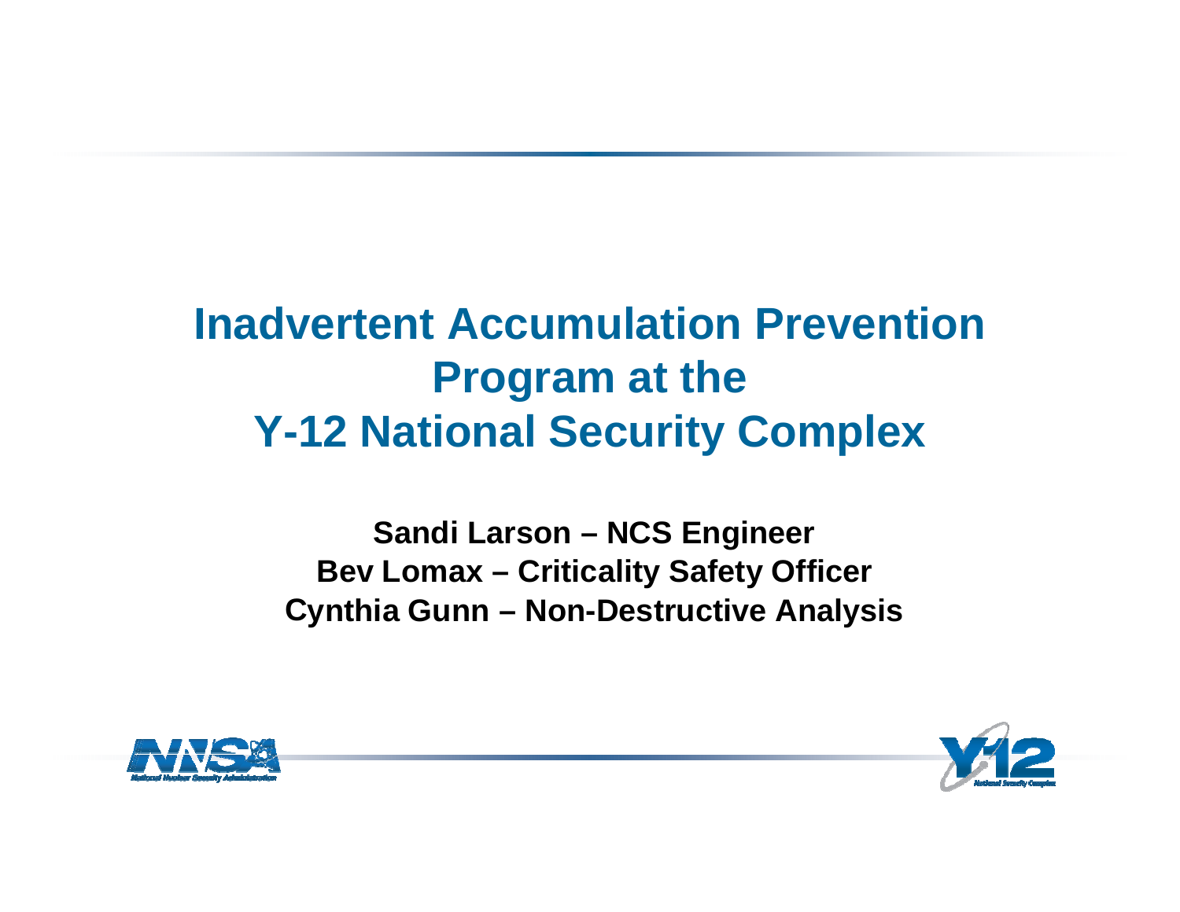# Inadvertent Accumulation Prevention Program at the Y-12 National Security Complex

**Sandi Larson – NCS Engineer**
**Bev Lomax – Criticality Safety Officer**
**Cynthia Gunn – Non-Destructive Analysis**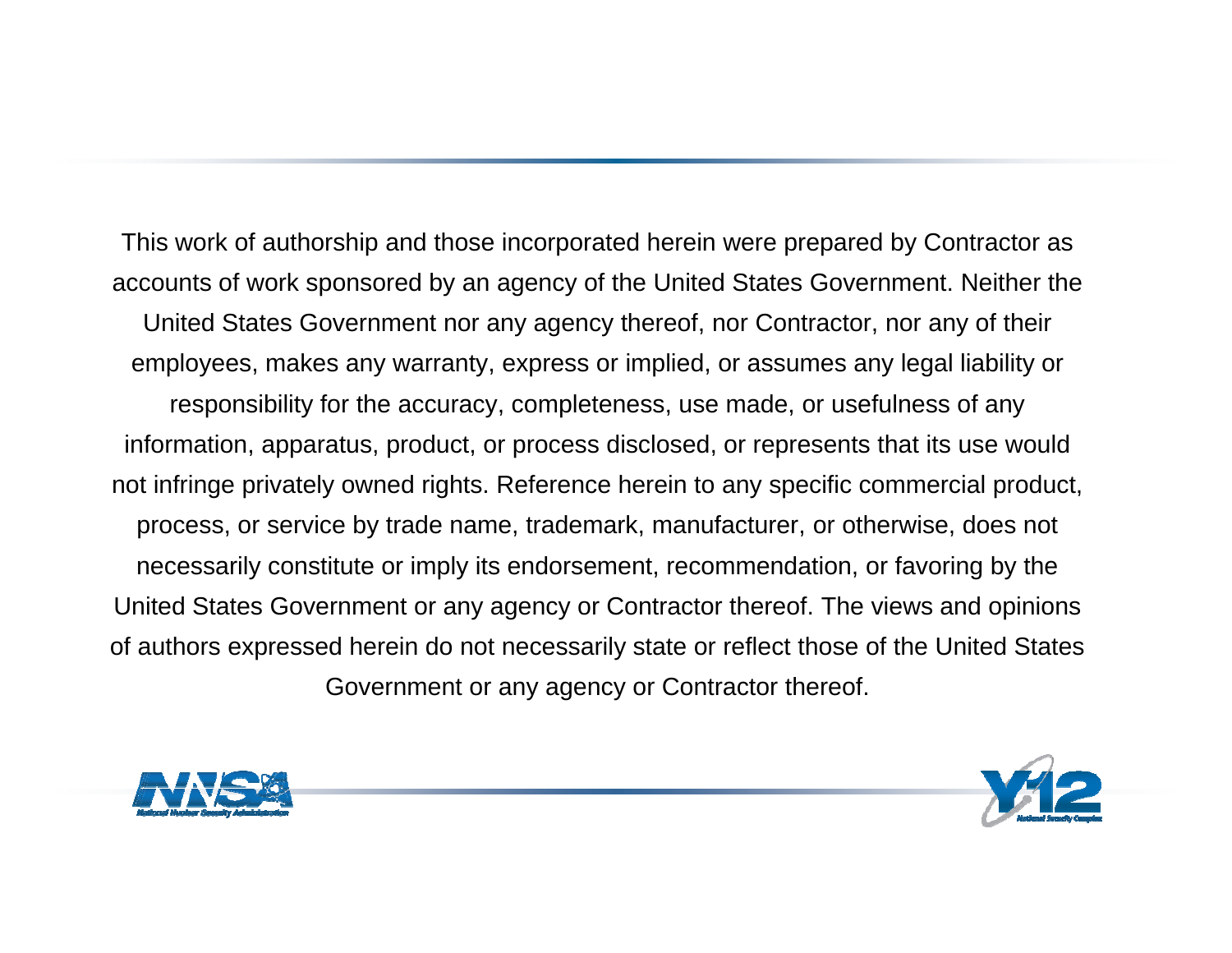This work of authorship and those incorporated herein were prepared by Contractor as accounts of work sponsored by an agency of the United States Government. Neither the United States Government nor any agency thereof, nor Contractor, nor any of their employees, makes any warranty, express or implied, or assumes any legal liability or responsibility for the accuracy, completeness, use made, or usefulness of any information, apparatus, product, or process disclosed, or represents that its use would not infringe privately owned rights. Reference herein to any specific commercial product, process, or service by trade name, trademark, manufacturer, or otherwise, does not necessarily constitute or imply its endorsement, recommendation, or favoring by the United States Government or any agency or Contractor thereof. The views and opinions of authors expressed herein do not necessarily state or reflect those of the United States Government or any agency or Contractor thereof.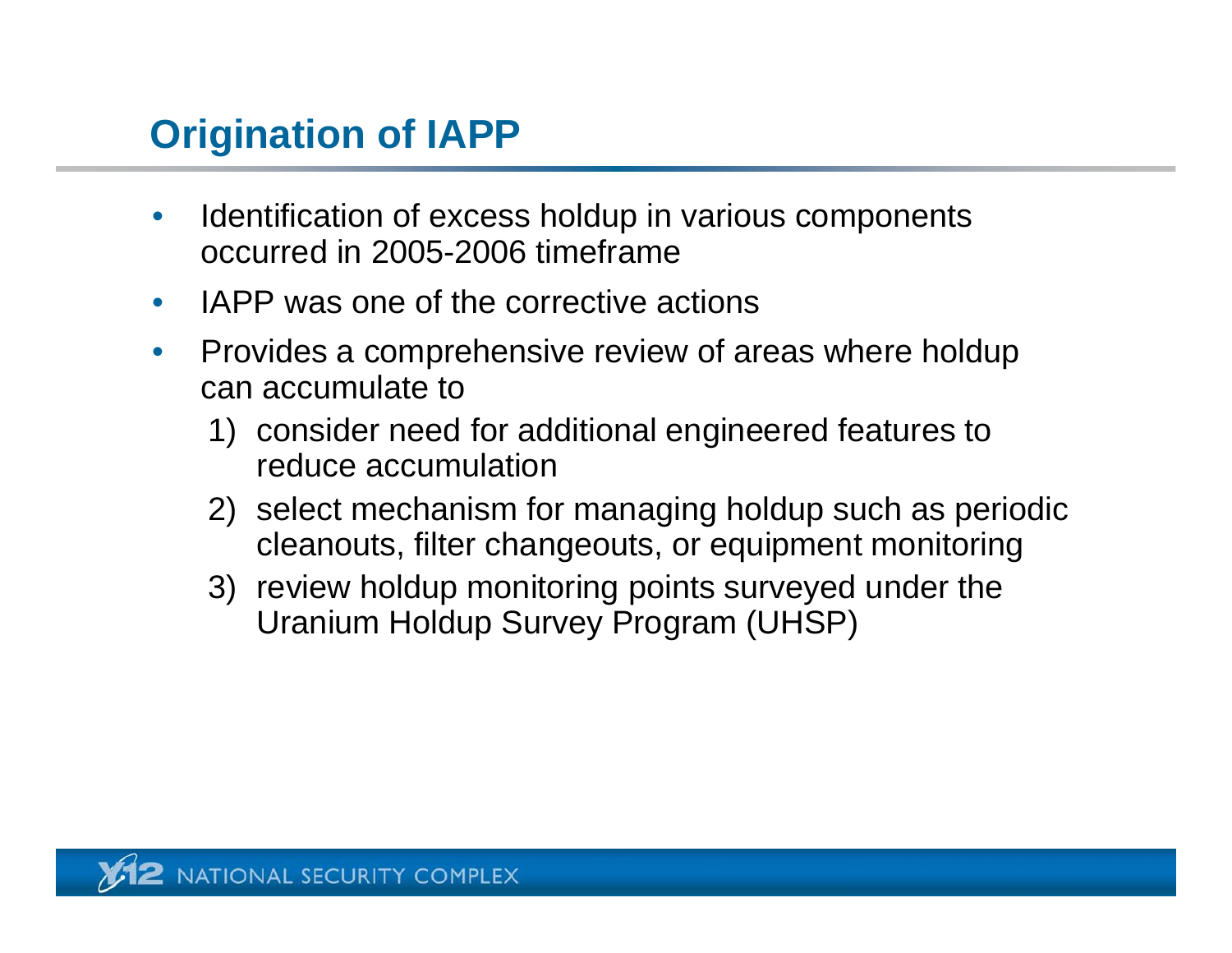# Origination of IAPP

- Identification of excess holdup in various components occurred in 2005-2006 timeframe
- IAPP was one of the corrective actions
- Provides a comprehensive review of areas where holdup can accumulate to
  1) consider need for additional engineered features to reduce accumulation
  2) select mechanism for managing holdup such as periodic cleanouts, filter changeouts, or equipment monitoring
  3) review holdup monitoring points surveyed under the Uranium Holdup Survey Program (UHSP)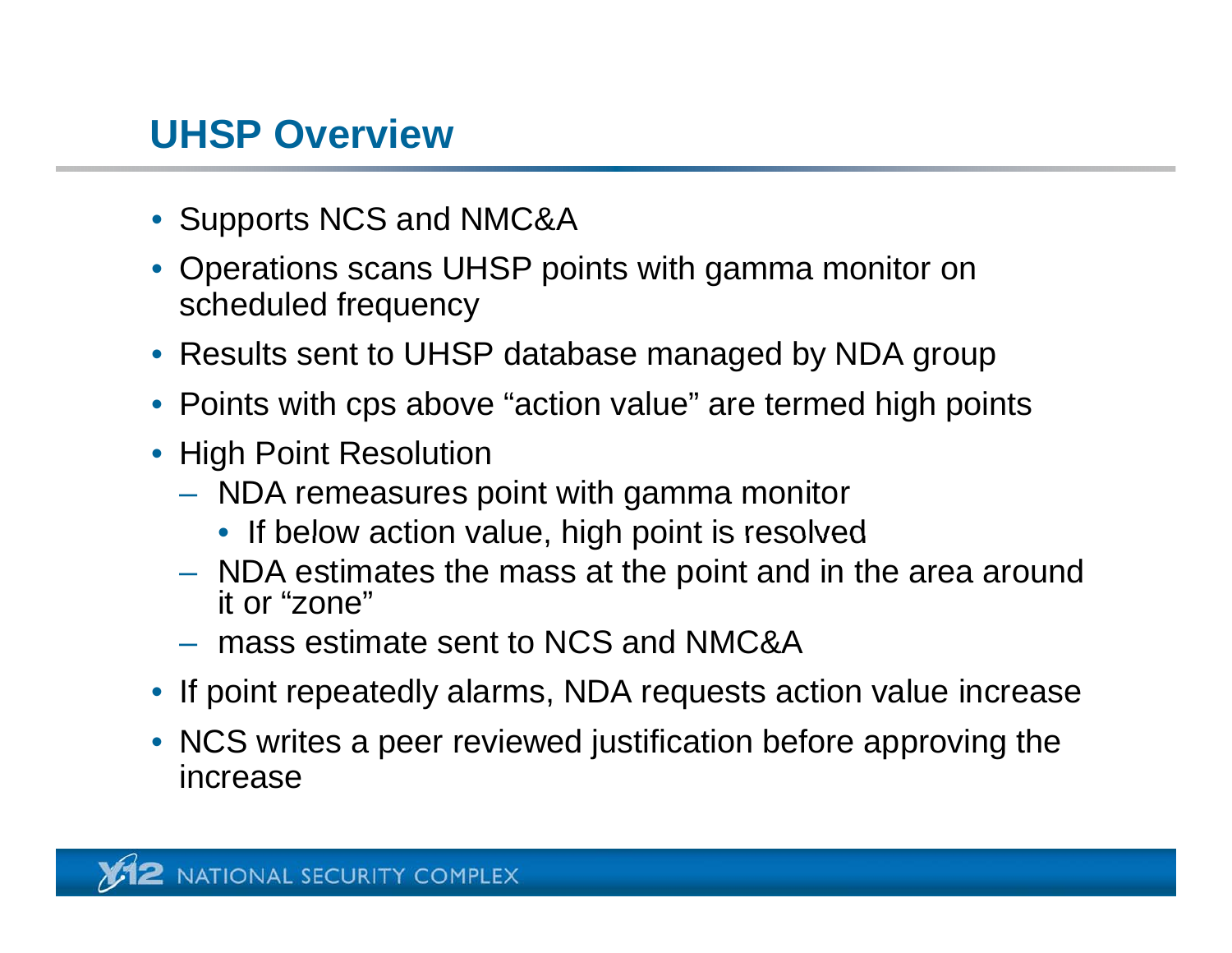## UHSP Overview

- Supports NCS and NMC&A
- Operations scans UHSP points with gamma monitor on scheduled frequency
- Results sent to UHSP database managed by NDA group
- Points with cps above "action value" are termed high points
- High Point Resolution
  - NDA remeasures point with gamma monitor
    - If below action value, high point is resolved
  - NDA estimates the mass at the point and in the area around it or "zone"
  - mass estimate sent to NCS and NMC&A
- If point repeatedly alarms, NDA requests action value increase
- NCS writes a peer reviewed justification before approving the increase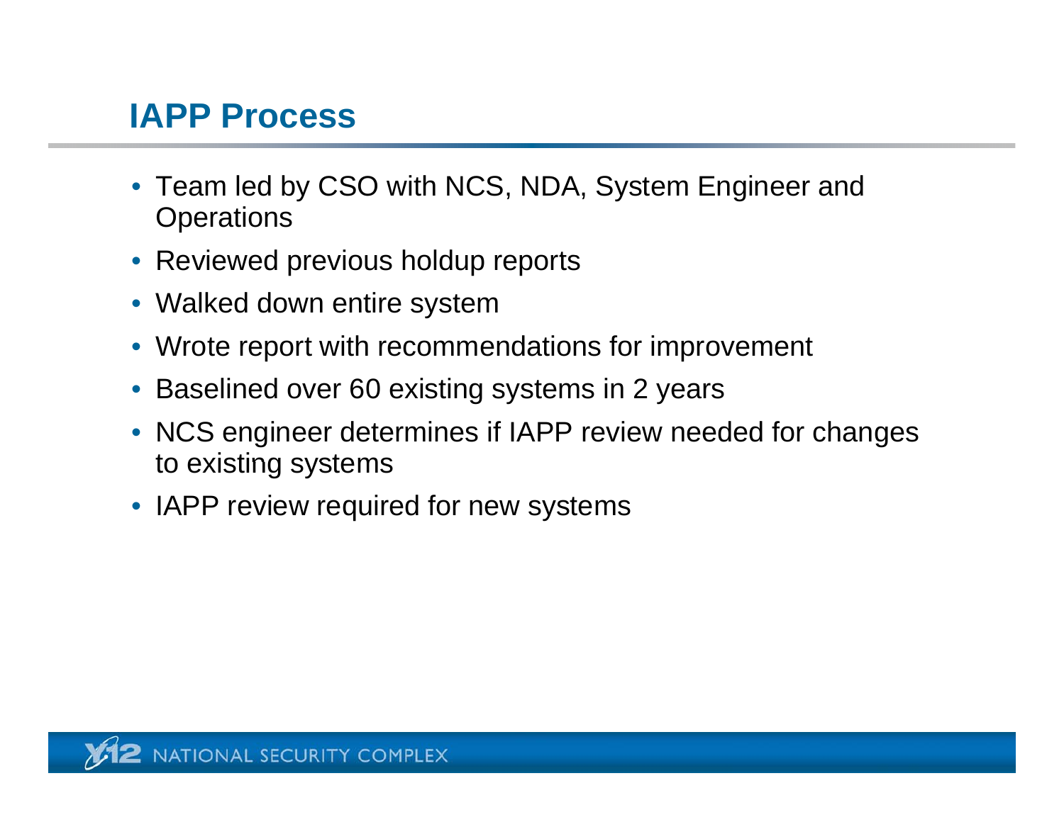# IAPP Process

- Team led by CSO with NCS, NDA, System Engineer and Operations
- Reviewed previous holdup reports
- Walked down entire system
- Wrote report with recommendations for improvement
- Baselined over 60 existing systems in 2 years
- NCS engineer determines if IAPP review needed for changes to existing systems
- IAPP review required for new systems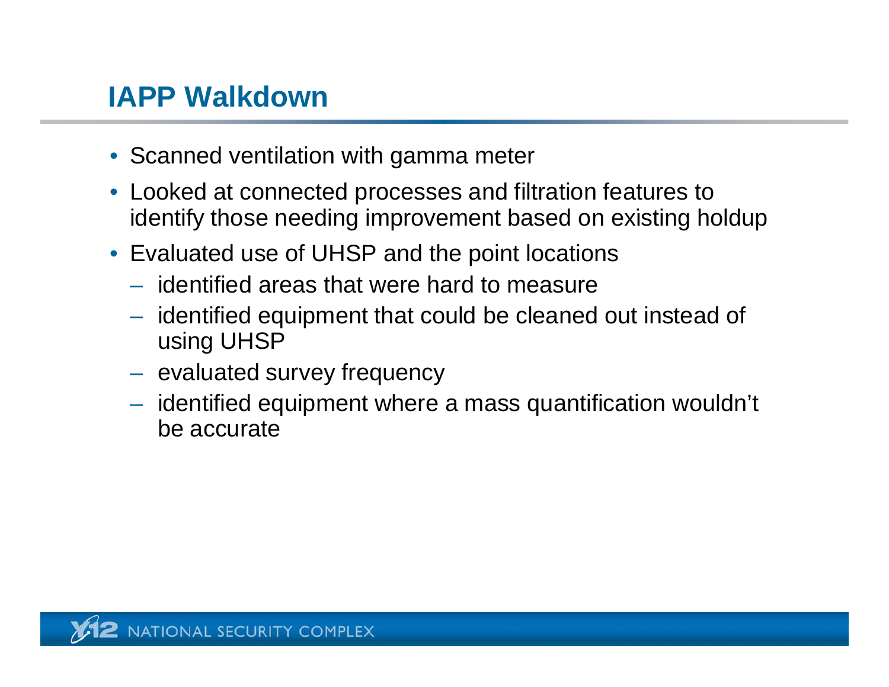# IAPP Walkdown

- Scanned ventilation with gamma meter
- Looked at connected processes and filtration features to identify those needing improvement based on existing holdup
- Evaluated use of UHSP and the point locations
  - identified areas that were hard to measure
  - identified equipment that could be cleaned out instead of using UHSP
  - evaluated survey frequency
  - identified equipment where a mass quantification wouldn't be accurate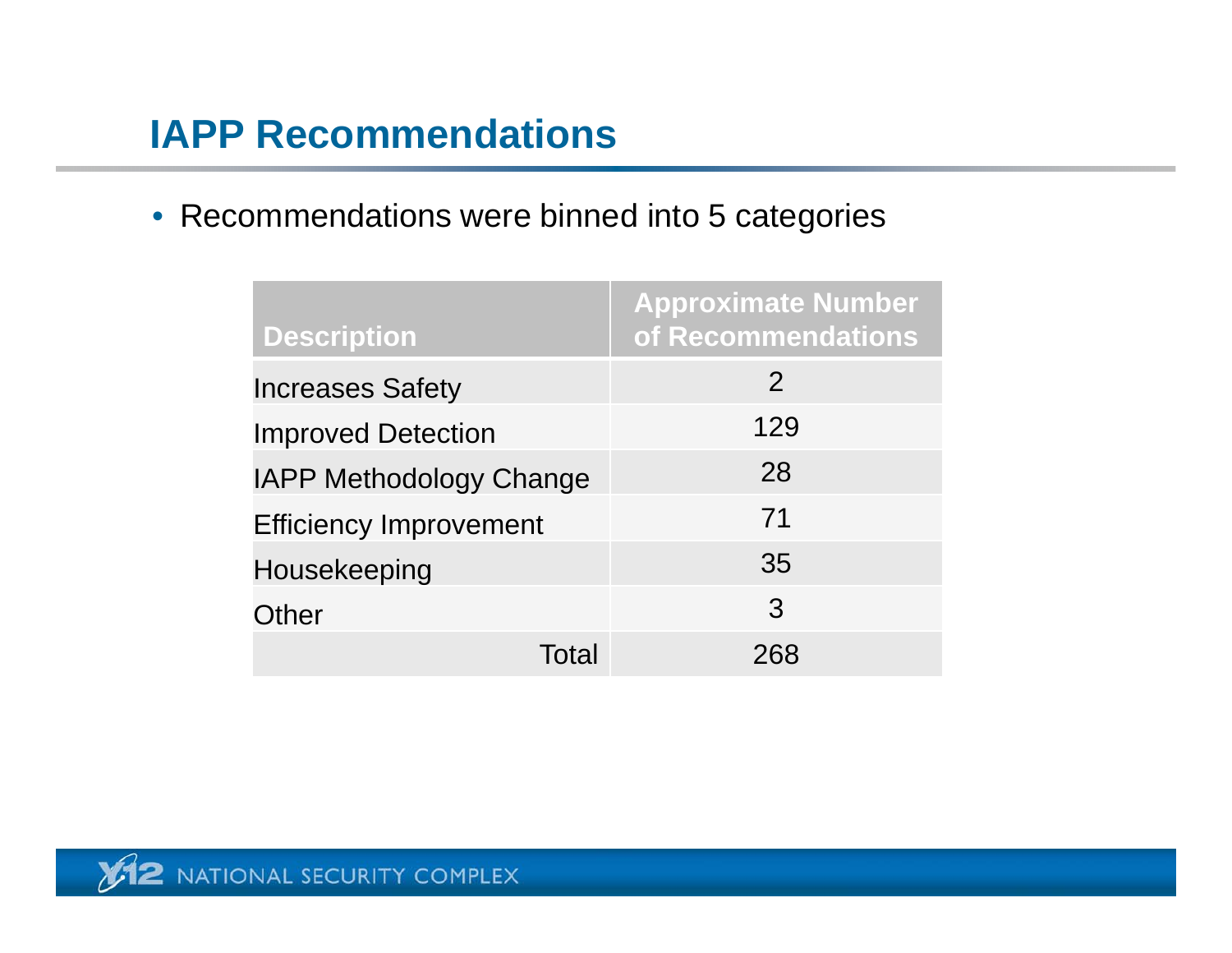# IAPP Recommendations

- Recommendations were binned into 5 categories

| Description | Approximate Number of Recommendations |
|---|---|
| Increases Safety | 2 |
| Improved Detection | 129 |
| IAPP Methodology Change | 28 |
| Efficiency Improvement | 71 |
| Housekeeping | 35 |
| Other | 3 |
| Total | 268 |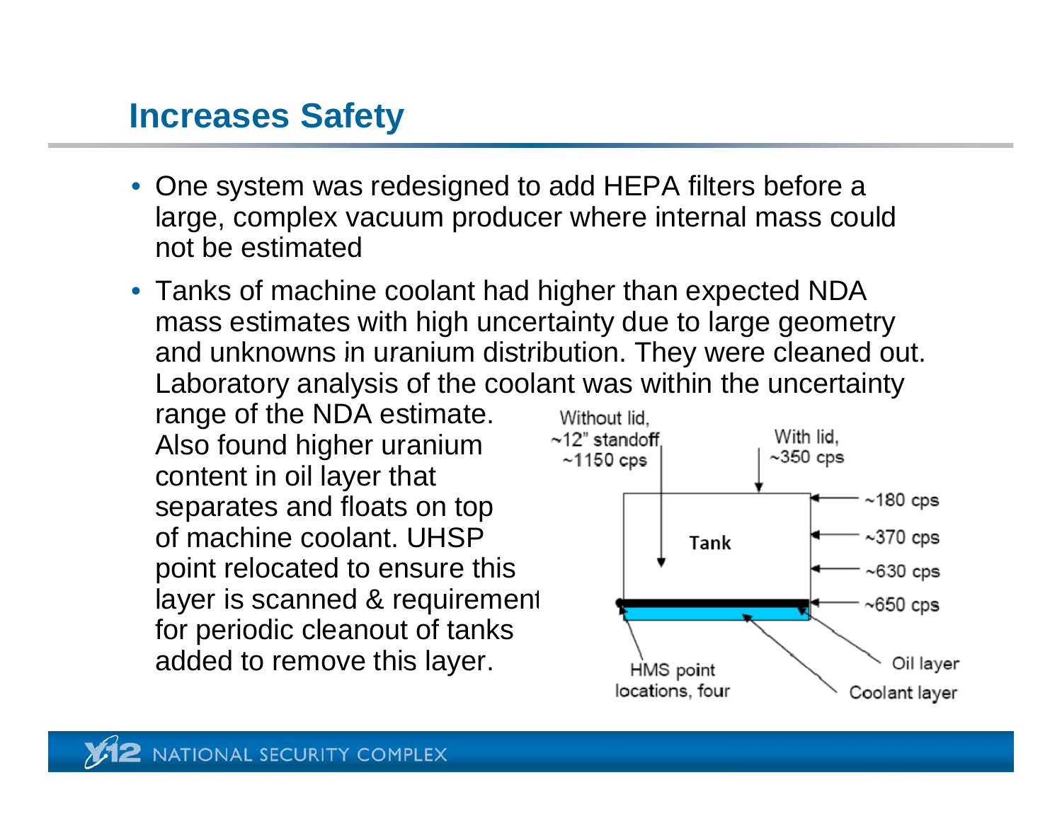## Increases Safety

- One system was redesigned to add HEPA filters before a large, complex vacuum producer where internal mass could not be estimated
- Tanks of machine coolant had higher than expected NDA mass estimates with high uncertainty due to large geometry and unknowns in uranium distribution. They were cleaned out. Laboratory analysis of the coolant was within the uncertainty range of the NDA estimate. Also found higher uranium content in oil layer that separates and floats on top of machine coolant. UHSP point relocated to ensure this layer is scanned & requirement for periodic cleanout of tanks added to remove this layer.

Without lid, ~12" standoff ~1150 cps

With lid, ~350 cps

Tank

~180 cps

~370 cps

~630 cps

~650 cps

HMS point locations, four

Oil layer

Coolant layer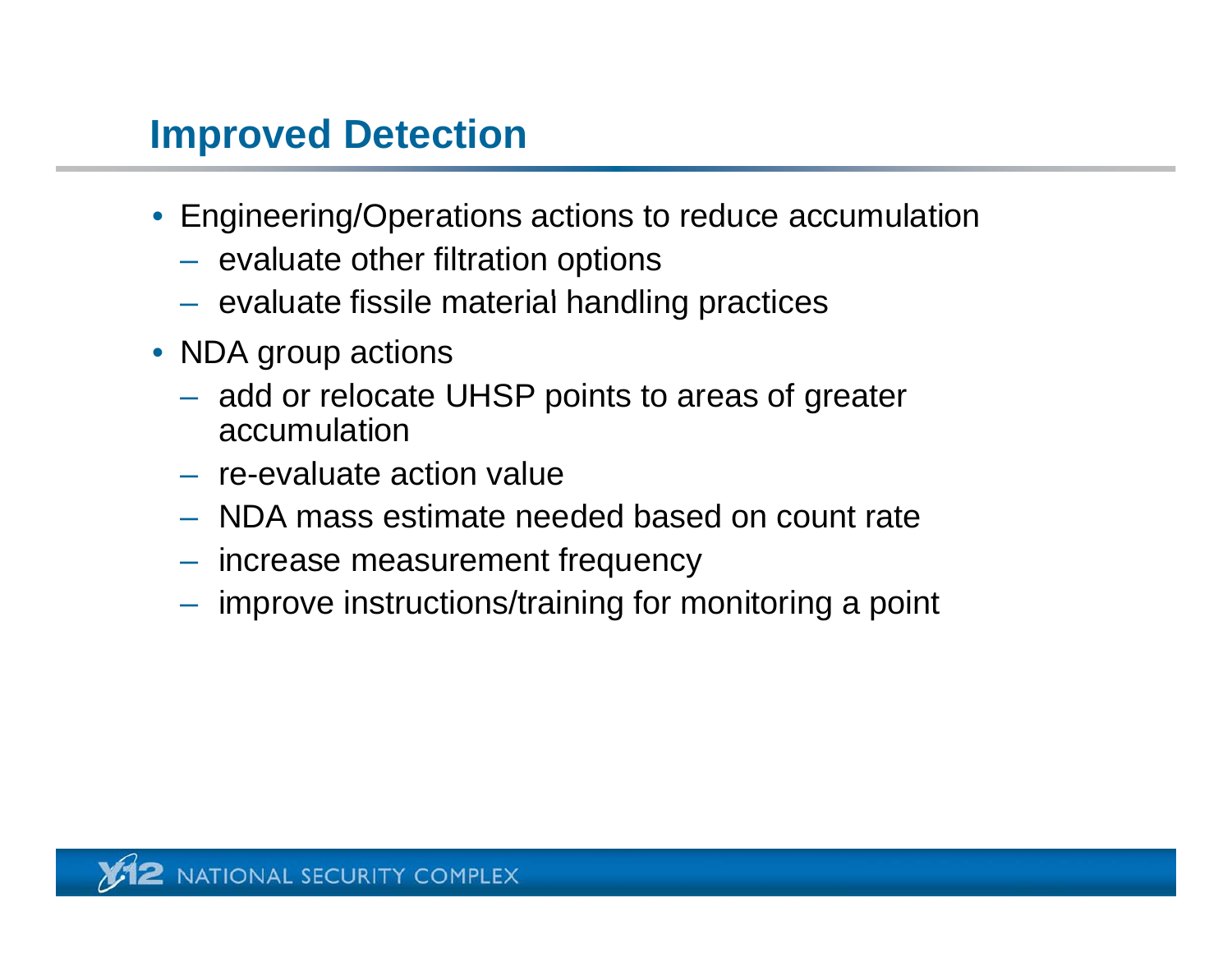# Improved Detection

- Engineering/Operations actions to reduce accumulation
  - evaluate other filtration options
  - evaluate fissile material handling practices
- NDA group actions
  - add or relocate UHSP points to areas of greater accumulation
  - re-evaluate action value
  - NDA mass estimate needed based on count rate
  - increase measurement frequency
  - improve instructions/training for monitoring a point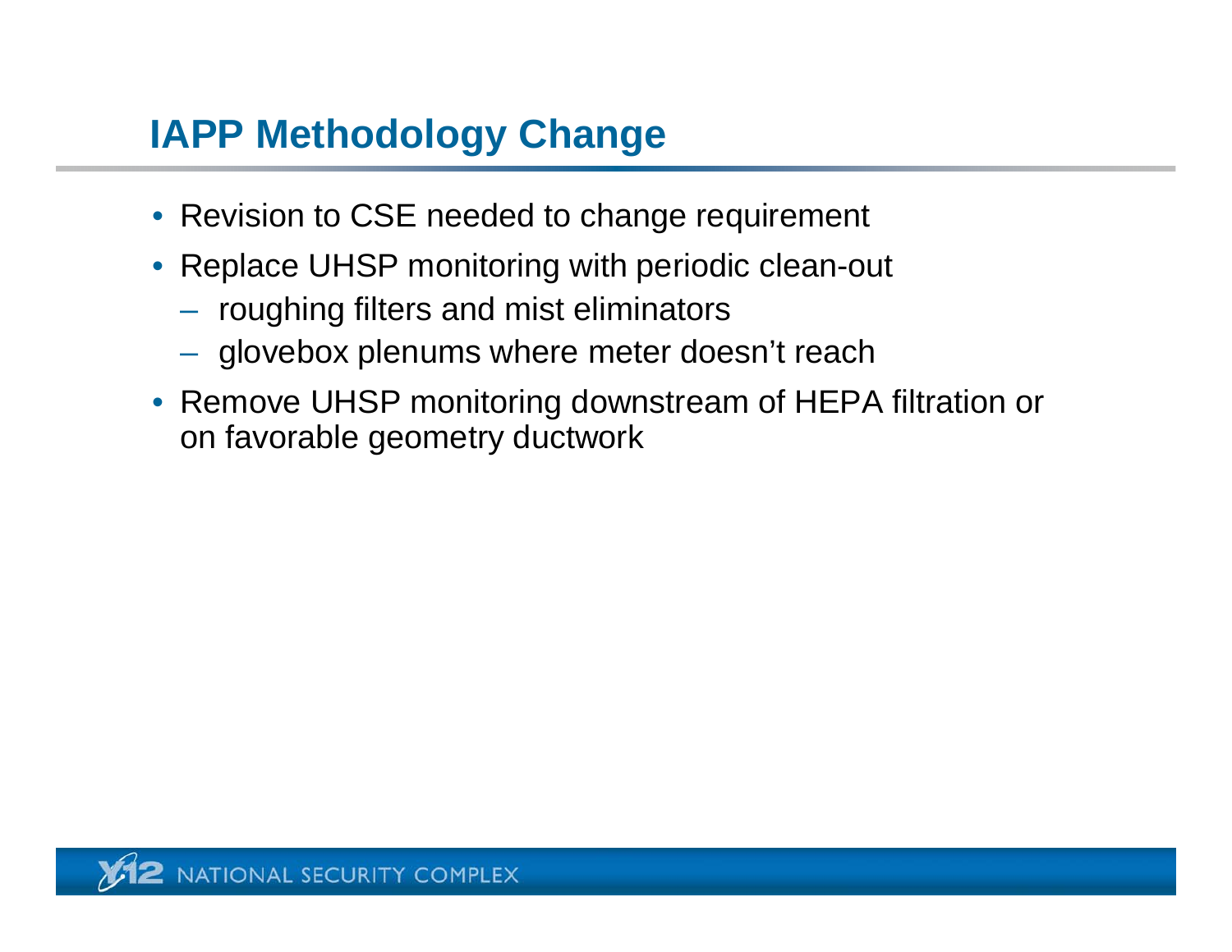# IAPP Methodology Change

- Revision to CSE needed to change requirement
- Replace UHSP monitoring with periodic clean-out
  - roughing filters and mist eliminators
  - glovebox plenums where meter doesn't reach
- Remove UHSP monitoring downstream of HEPA filtration or on favorable geometry ductwork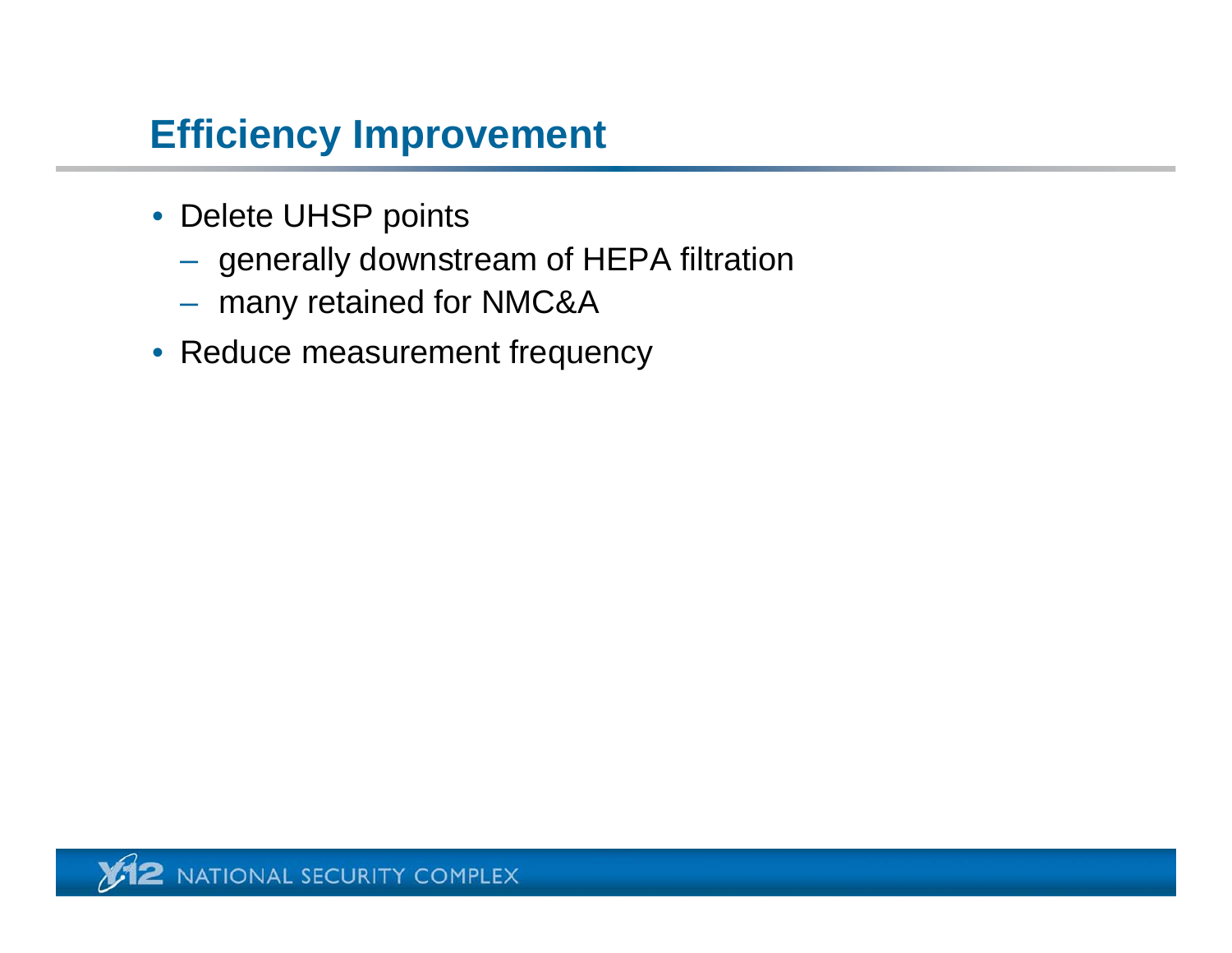# Efficiency Improvement

- Delete UHSP points
  - generally downstream of HEPA filtration
  - many retained for NMC&A
- Reduce measurement frequency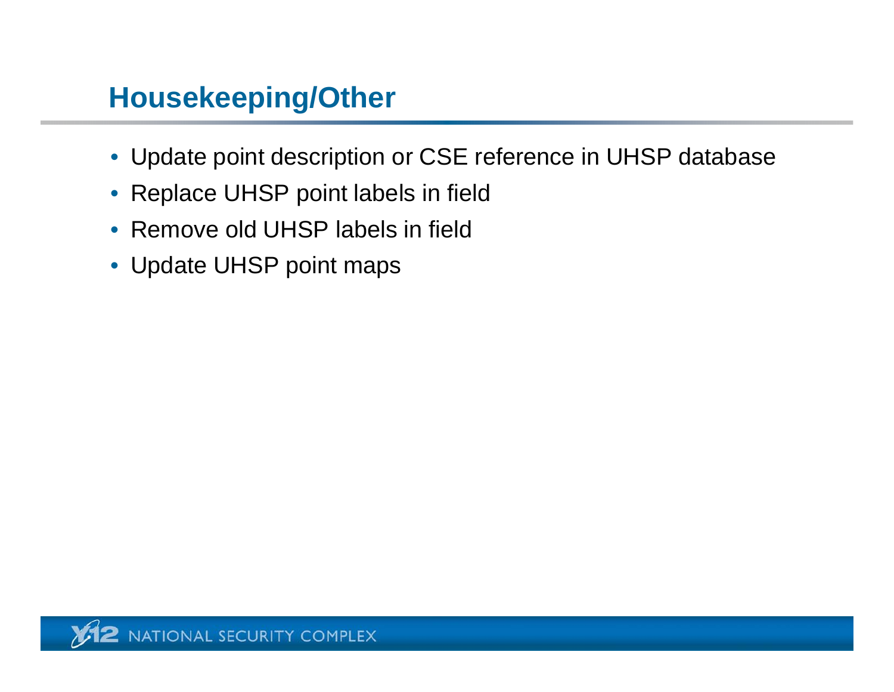## Housekeeping/Other

- Update point description or CSE reference in UHSP database
- Replace UHSP point labels in field
- Remove old UHSP labels in field
- Update UHSP point maps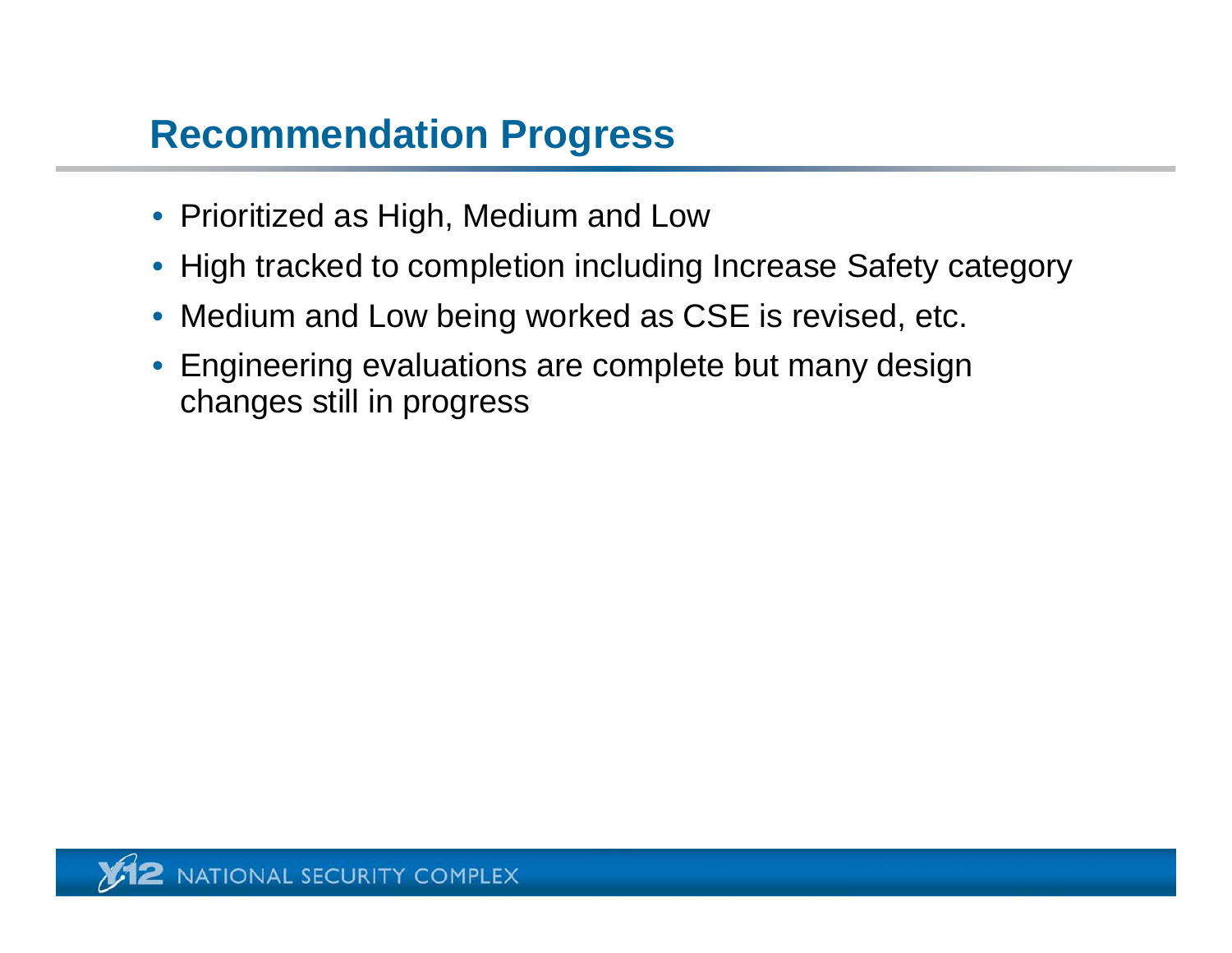## Recommendation Progress

- Prioritized as High, Medium and Low
- High tracked to completion including Increase Safety category
- Medium and Low being worked as CSE is revised, etc.
- Engineering evaluations are complete but many design changes still in progress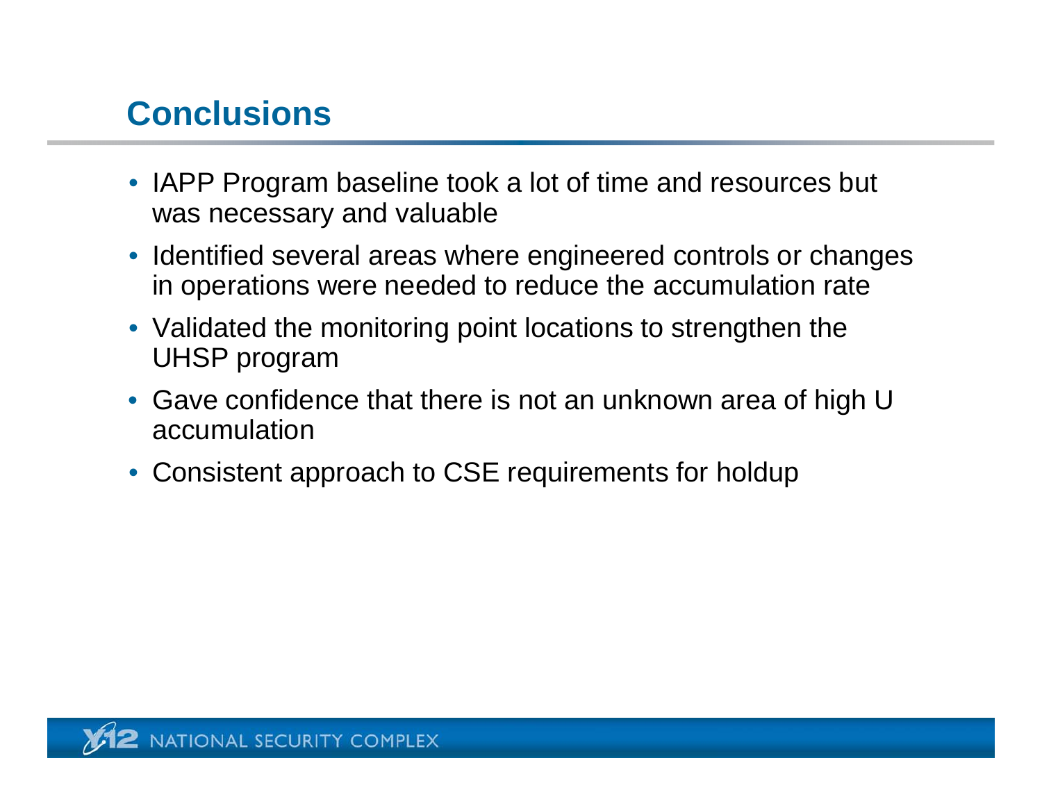## Conclusions

- IAPP Program baseline took a lot of time and resources but was necessary and valuable
- Identified several areas where engineered controls or changes in operations were needed to reduce the accumulation rate
- Validated the monitoring point locations to strengthen the UHSP program
- Gave confidence that there is not an unknown area of high U accumulation
- Consistent approach to CSE requirements for holdup